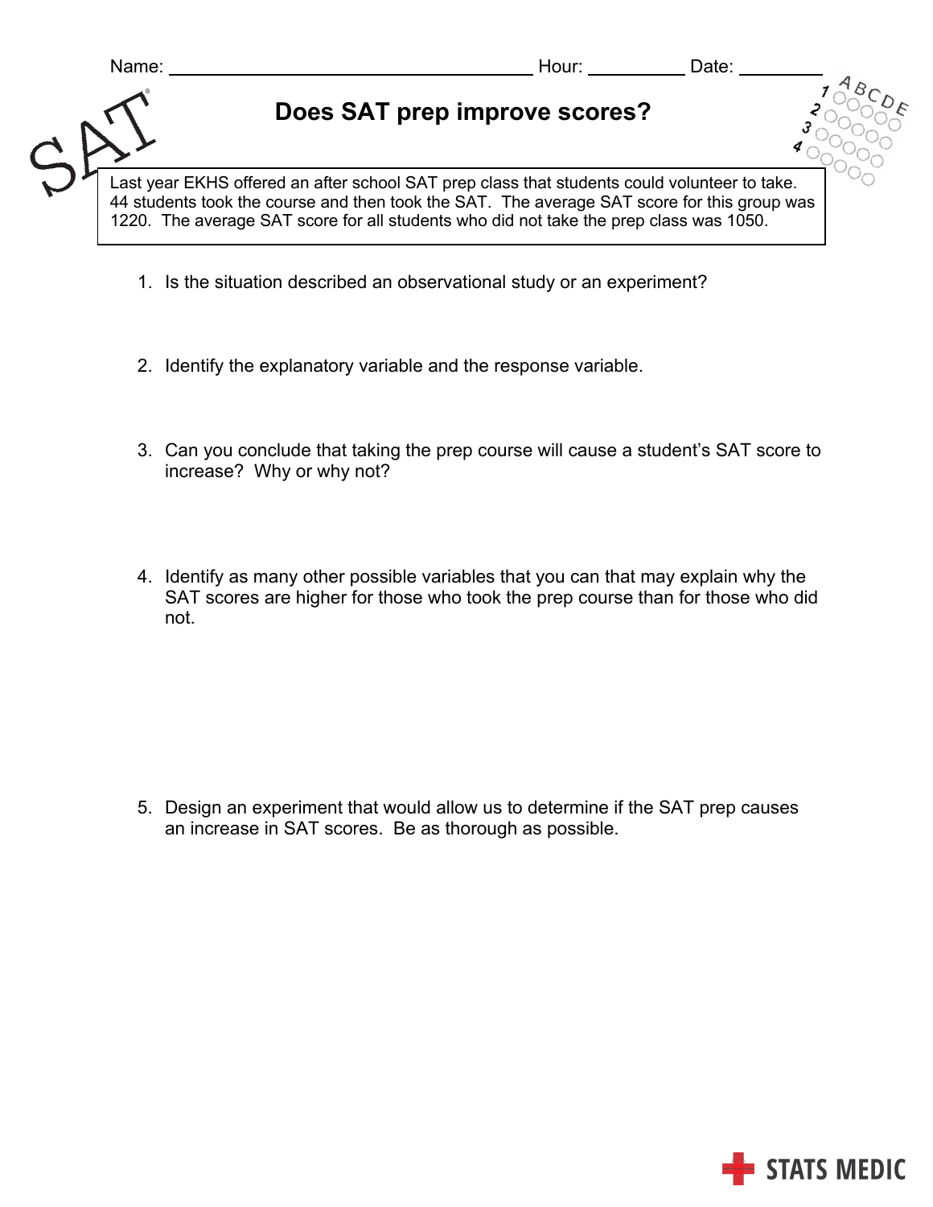Name: ______________________________ Hour: __________ Date: _________

# Does SAT prep improve scores?

Last year EKHS offered an after school SAT prep class that students could volunteer to take. 44 students took the course and then took the SAT. The average SAT score for this group was 1220. The average SAT score for all students who did not take the prep class was 1050.

1. Is the situation described an observational study or an experiment?

2. Identify the explanatory variable and the response variable.

3. Can you conclude that taking the prep course will cause a student's SAT score to increase? Why or why not?

4. Identify as many other possible variables that you can that may explain why the SAT scores are higher for those who took the prep course than for those who did not.

5. Design an experiment that would allow us to determine if the SAT prep causes an increase in SAT scores. Be as thorough as possible.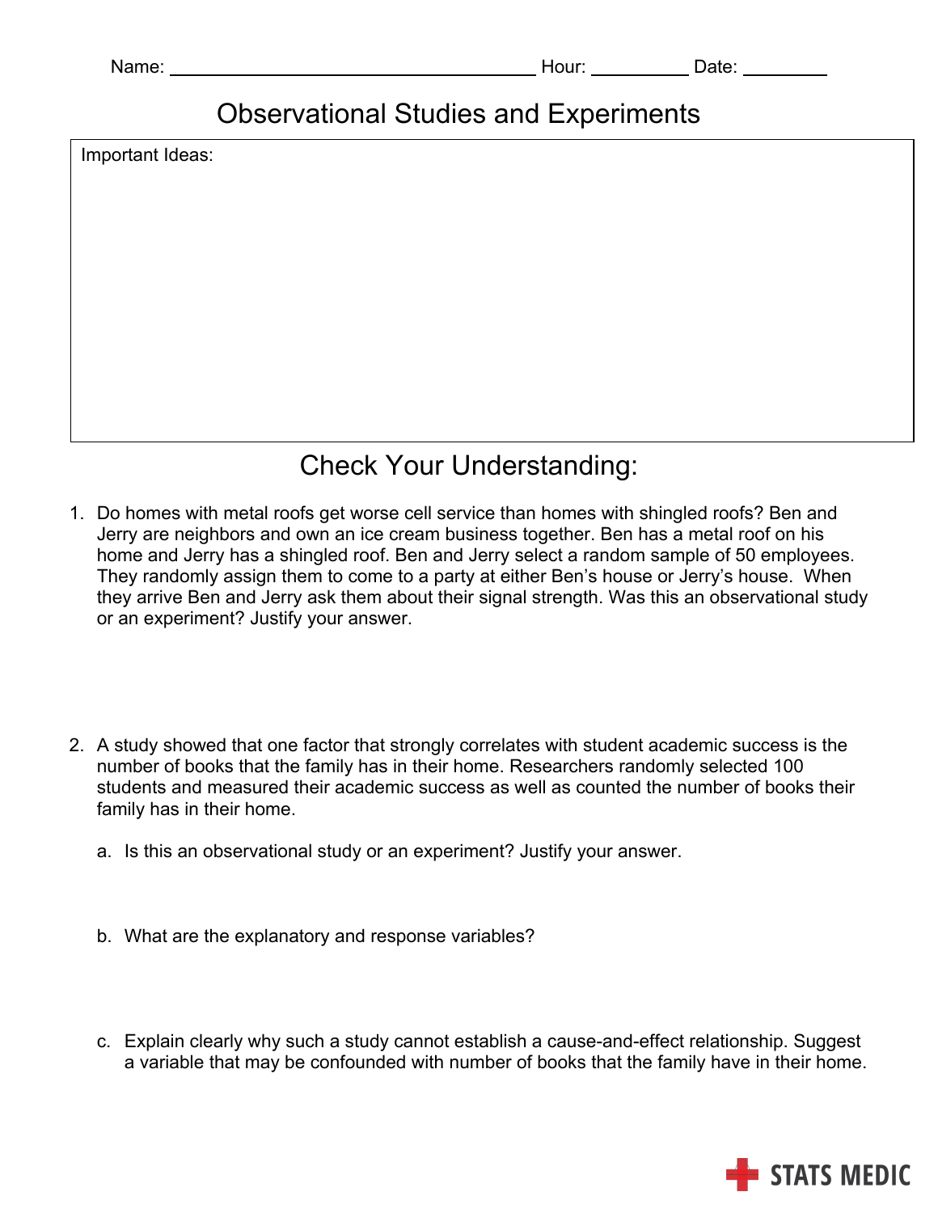Name: ______________________ Hour: ________ Date: ________

# Observational Studies and Experiments

Important Ideas:

## Check Your Understanding:

1. Do homes with metal roofs get worse cell service than homes with shingled roofs? Ben and Jerry are neighbors and own an ice cream business together. Ben has a metal roof on his home and Jerry has a shingled roof. Ben and Jerry select a random sample of 50 employees. They randomly assign them to come to a party at either Ben's house or Jerry's house. When they arrive Ben and Jerry ask them about their signal strength. Was this an observational study or an experiment? Justify your answer.

2. A study showed that one factor that strongly correlates with student academic success is the number of books that the family has in their home. Researchers randomly selected 100 students and measured their academic success as well as counted the number of books their family has in their home.

   a. Is this an observational study or an experiment? Justify your answer.

   b. What are the explanatory and response variables?

   c. Explain clearly why such a study cannot establish a cause-and-effect relationship. Suggest a variable that may be confounded with number of books that the family have in their home.